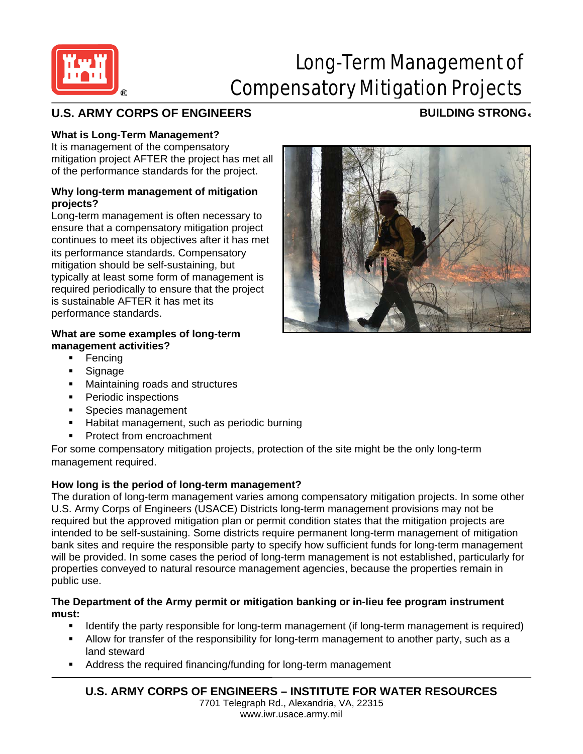# Long-Term Management of Compensatory Mitigation Projects

**U.S. ARMY CORPS OF ENGINEERS** **BUILDING STRONG®**

**What is Long-Term Management?**

It is management of the compensatory mitigation project AFTER the project has met all of the performance standards for the project.

**Why long-term management of mitigation projects?**

Long-term management is often necessary to ensure that a compensatory mitigation project continues to meet its objectives after it has met its performance standards. Compensatory mitigation should be self-sustaining, but typically at least some form of management is required periodically to ensure that the project is sustainable AFTER it has met its performance standards.

**What are some examples of long-term management activities?**

- Fencing
- Signage
- Maintaining roads and structures
- Periodic inspections
- Species management
- Habitat management, such as periodic burning
- Protect from encroachment

For some compensatory mitigation projects, protection of the site might be the only long-term management required.

**How long is the period of long-term management?**

The duration of long-term management varies among compensatory mitigation projects. In some other U.S. Army Corps of Engineers (USACE) Districts long-term management provisions may not be required but the approved mitigation plan or permit condition states that the mitigation projects are intended to be self-sustaining. Some districts require permanent long-term management of mitigation bank sites and require the responsible party to specify how sufficient funds for long-term management will be provided. In some cases the period of long-term management is not established, particularly for properties conveyed to natural resource management agencies, because the properties remain in public use.

**The Department of the Army permit or mitigation banking or in-lieu fee program instrument must:**

- Identify the party responsible for long-term management (if long-term management is required)
- Allow for transfer of the responsibility for long-term management to another party, such as a land steward
- Address the required financing/funding for long-term management

**U.S. ARMY CORPS OF ENGINEERS – INSTITUTE FOR WATER RESOURCES**
7701 Telegraph Rd., Alexandria, VA, 22315
www.iwr.usace.army.mil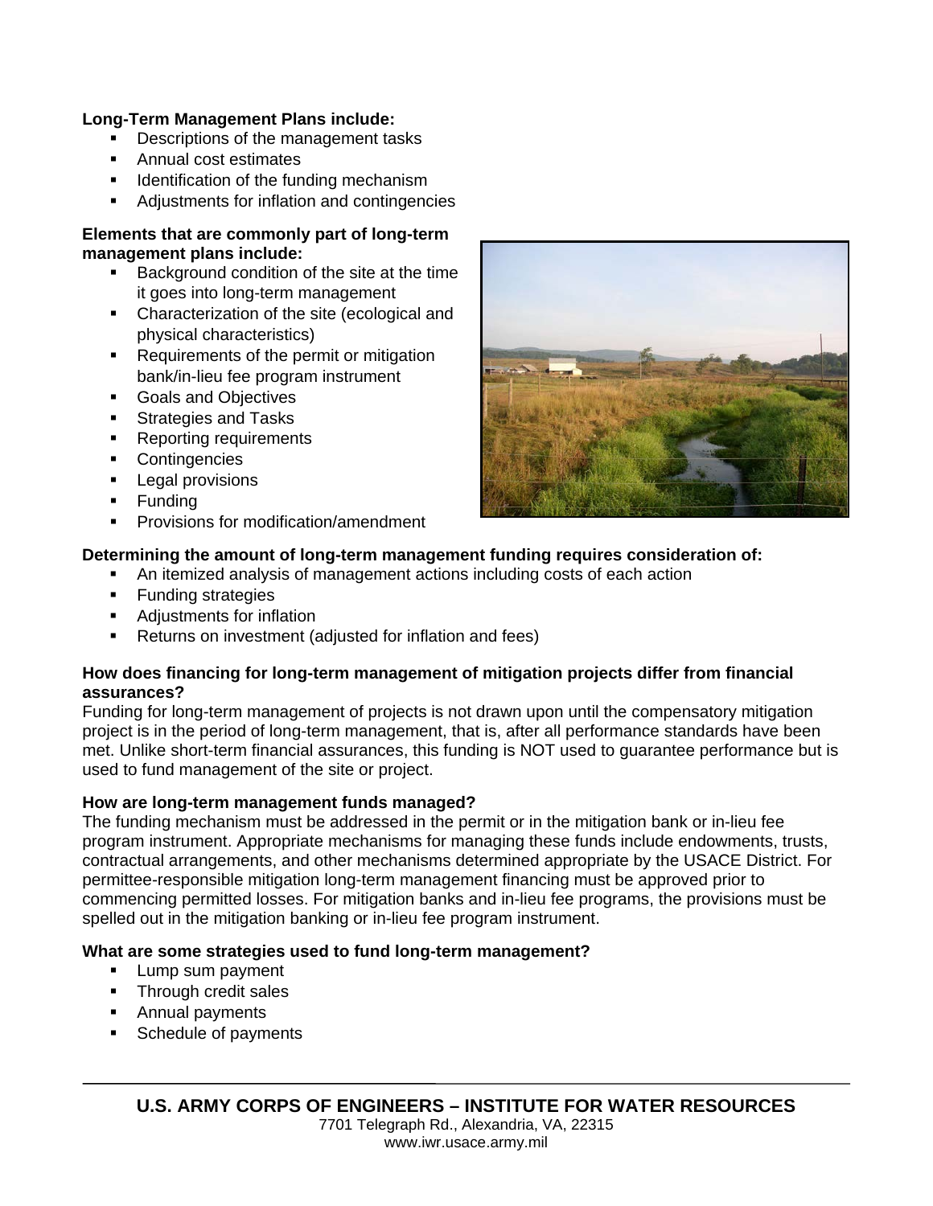**Long-Term Management Plans include:**

- Descriptions of the management tasks
- Annual cost estimates
- Identification of the funding mechanism
- Adjustments for inflation and contingencies

**Elements that are commonly part of long-term management plans include:**

- Background condition of the site at the time it goes into long-term management
- Characterization of the site (ecological and physical characteristics)
- Requirements of the permit or mitigation bank/in-lieu fee program instrument
- Goals and Objectives
- Strategies and Tasks
- Reporting requirements
- Contingencies
- Legal provisions
- Funding
- Provisions for modification/amendment

**Determining the amount of long-term management funding requires consideration of:**

- An itemized analysis of management actions including costs of each action
- Funding strategies
- Adjustments for inflation
- Returns on investment (adjusted for inflation and fees)

**How does financing for long-term management of mitigation projects differ from financial assurances?**

Funding for long-term management of projects is not drawn upon until the compensatory mitigation project is in the period of long-term management, that is, after all performance standards have been met. Unlike short-term financial assurances, this funding is NOT used to guarantee performance but is used to fund management of the site or project.

**How are long-term management funds managed?**

The funding mechanism must be addressed in the permit or in the mitigation bank or in-lieu fee program instrument. Appropriate mechanisms for managing these funds include endowments, trusts, contractual arrangements, and other mechanisms determined appropriate by the USACE District. For permittee-responsible mitigation long-term management financing must be approved prior to commencing permitted losses. For mitigation banks and in-lieu fee programs, the provisions must be spelled out in the mitigation banking or in-lieu fee program instrument.

**What are some strategies used to fund long-term management?**

- Lump sum payment
- Through credit sales
- Annual payments
- Schedule of payments

**U.S. ARMY CORPS OF ENGINEERS – INSTITUTE FOR WATER RESOURCES**
7701 Telegraph Rd., Alexandria, VA, 22315
www.iwr.usace.army.mil